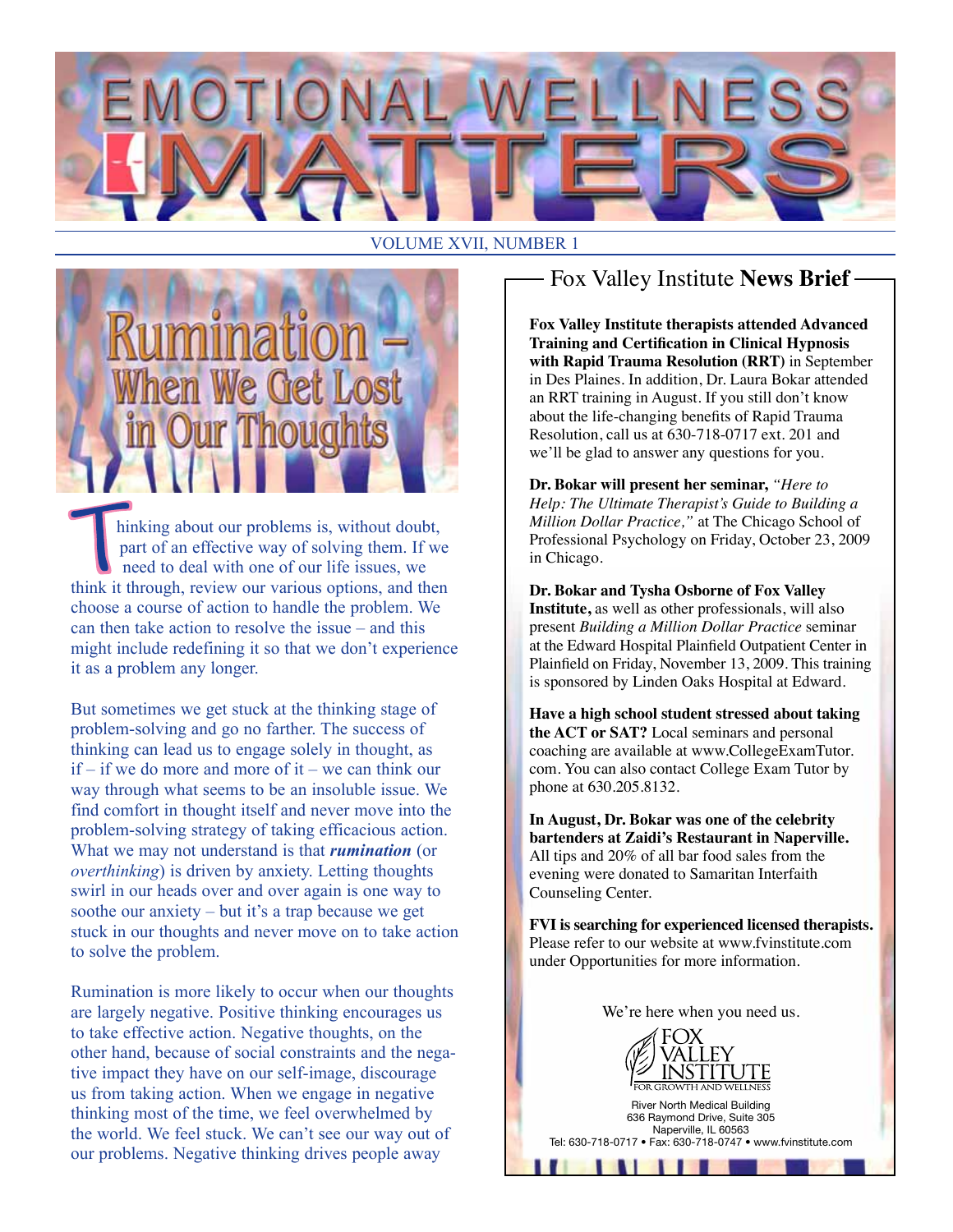# EMOTIONAL WELLNESS MATTERS

VOLUME XVII, NUMBER 1

## Rumination – When We Get Lost in Our Thoughts

Thinking about our problems is, without doubt, part of an effective way of solving them. If we need to deal with one of our life issues, we think it through, review our various options, and then choose a course of action to handle the problem. We can then take action to resolve the issue – and this might include redefining it so that we don't experience it as a problem any longer.

But sometimes we get stuck at the thinking stage of problem-solving and go no farther. The success of thinking can lead us to engage solely in thought, as if – if we do more and more of it – we can think our way through what seems to be an insoluble issue. We find comfort in thought itself and never move into the problem-solving strategy of taking efficacious action. What we may not understand is that ***rumination*** (or *overthinking*) is driven by anxiety. Letting thoughts swirl in our heads over and over again is one way to soothe our anxiety – but it's a trap because we get stuck in our thoughts and never move on to take action to solve the problem.

Rumination is more likely to occur when our thoughts are largely negative. Positive thinking encourages us to take effective action. Negative thoughts, on the other hand, because of social constraints and the negative impact they have on our self-image, discourage us from taking action. When we engage in negative thinking most of the time, we feel overwhelmed by the world. We feel stuck. We can't see our way out of our problems. Negative thinking drives people away

## Fox Valley Institute **News Brief**

**Fox Valley Institute therapists attended Advanced Training and Certification in Clinical Hypnosis with Rapid Trauma Resolution (RRT)** in September in Des Plaines. In addition, Dr. Laura Bokar attended an RRT training in August. If you still don't know about the life-changing benefits of Rapid Trauma Resolution, call us at 630-718-0717 ext. 201 and we'll be glad to answer any questions for you.

**Dr. Bokar will present her seminar,** *"Here to Help: The Ultimate Therapist's Guide to Building a Million Dollar Practice,"* at The Chicago School of Professional Psychology on Friday, October 23, 2009 in Chicago.

**Dr. Bokar and Tysha Osborne of Fox Valley Institute,** as well as other professionals, will also present *Building a Million Dollar Practice* seminar at the Edward Hospital Plainfield Outpatient Center in Plainfield on Friday, November 13, 2009. This training is sponsored by Linden Oaks Hospital at Edward.

**Have a high school student stressed about taking the ACT or SAT?** Local seminars and personal coaching are available at www.CollegeExamTutor.com. You can also contact College Exam Tutor by phone at 630.205.8132.

**In August, Dr. Bokar was one of the celebrity bartenders at Zaidi's Restaurant in Naperville.** All tips and 20% of all bar food sales from the evening were donated to Samaritan Interfaith Counseling Center.

**FVI is searching for experienced licensed therapists.** Please refer to our website at www.fvinstitute.com under Opportunities for more information.

We're here when you need us.

FOX VALLEY INSTITUTE
FOR GROWTH AND WELLNESS

River North Medical Building
636 Raymond Drive, Suite 305
Naperville, IL 60563
Tel: 630-718-0717 • Fax: 630-718-0747 • www.fvinstitute.com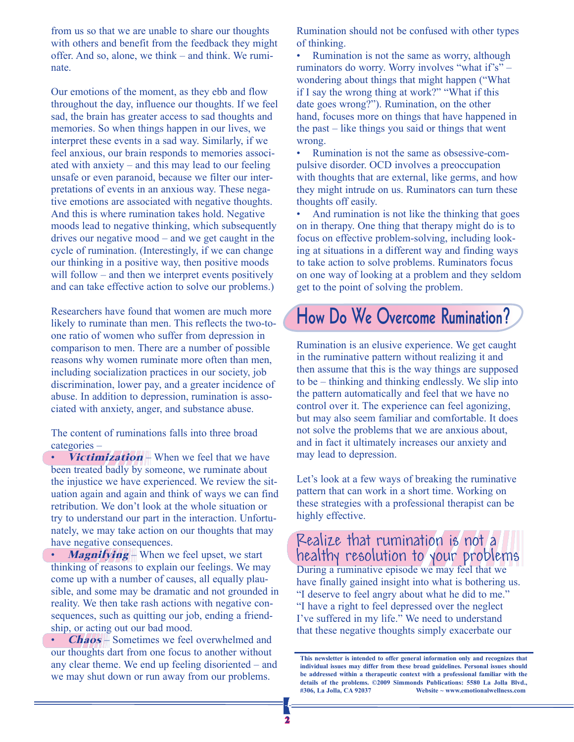from us so that we are unable to share our thoughts with others and benefit from the feedback they might offer. And so, alone, we think – and think. We ruminate.

Our emotions of the moment, as they ebb and flow throughout the day, influence our thoughts. If we feel sad, the brain has greater access to sad thoughts and memories. So when things happen in our lives, we interpret these events in a sad way. Similarly, if we feel anxious, our brain responds to memories associated with anxiety – and this may lead to our feeling unsafe or even paranoid, because we filter our interpretations of events in an anxious way. These negative emotions are associated with negative thoughts. And this is where rumination takes hold. Negative moods lead to negative thinking, which subsequently drives our negative mood – and we get caught in the cycle of rumination. (Interestingly, if we can change our thinking in a positive way, then positive moods will follow – and then we interpret events positively and can take effective action to solve our problems.)

Researchers have found that women are much more likely to ruminate than men. This reflects the two-to-one ratio of women who suffer from depression in comparison to men. There are a number of possible reasons why women ruminate more often than men, including socialization practices in our society, job discrimination, lower pay, and a greater incidence of abuse. In addition to depression, rumination is associated with anxiety, anger, and substance abuse.

The content of ruminations falls into three broad categories –

- ***Victimization*** – When we feel that we have been treated badly by someone, we ruminate about the injustice we have experienced. We review the situation again and again and think of ways we can find retribution. We don't look at the whole situation or try to understand our part in the interaction. Unfortunately, we may take action on our thoughts that may have negative consequences.
- ***Magnifying*** – When we feel upset, we start thinking of reasons to explain our feelings. We may come up with a number of causes, all equally plausible, and some may be dramatic and not grounded in reality. We then take rash actions with negative consequences, such as quitting our job, ending a friendship, or acting out our bad mood.
- ***Chaos*** – Sometimes we feel overwhelmed and our thoughts dart from one focus to another without any clear theme. We end up feeling disoriented – and we may shut down or run away from our problems.

Rumination should not be confused with other types of thinking.

- Rumination is not the same as worry, although ruminators do worry. Worry involves "what if's" – wondering about things that might happen ("What if I say the wrong thing at work?" "What if this date goes wrong?"). Rumination, on the other hand, focuses more on things that have happened in the past – like things you said or things that went wrong.
- Rumination is not the same as obsessive-compulsive disorder. OCD involves a preoccupation with thoughts that are external, like germs, and how they might intrude on us. Ruminators can turn these thoughts off easily.
- And rumination is not like the thinking that goes on in therapy. One thing that therapy might do is to focus on effective problem-solving, including looking at situations in a different way and finding ways to take action to solve problems. Ruminators focus on one way of looking at a problem and they seldom get to the point of solving the problem.

## How Do We Overcome Rumination?

Rumination is an elusive experience. We get caught in the ruminative pattern without realizing it and then assume that this is the way things are supposed to be – thinking and thinking endlessly. We slip into the pattern automatically and feel that we have no control over it. The experience can feel agonizing, but may also seem familiar and comfortable. It does not solve the problems that we are anxious about, and in fact it ultimately increases our anxiety and may lead to depression.

Let's look at a few ways of breaking the ruminative pattern that can work in a short time. Working on these strategies with a professional therapist can be highly effective.

### Realize that rumination is not a healthy resolution to your problems

During a ruminative episode we may feel that we have finally gained insight into what is bothering us. "I deserve to feel angry about what he did to me." "I have a right to feel depressed over the neglect I've suffered in my life." We need to understand that these negative thoughts simply exacerbate our

**This newsletter is intended to offer general information only and recognizes that individual issues may differ from these broad guidelines. Personal issues should be addressed within a therapeutic context with a professional familiar with the details of the problems. ©2009 Simmonds Publications: 5580 La Jolla Blvd., #306, La Jolla, CA 92037 Website ~ www.emotionalwellness.com**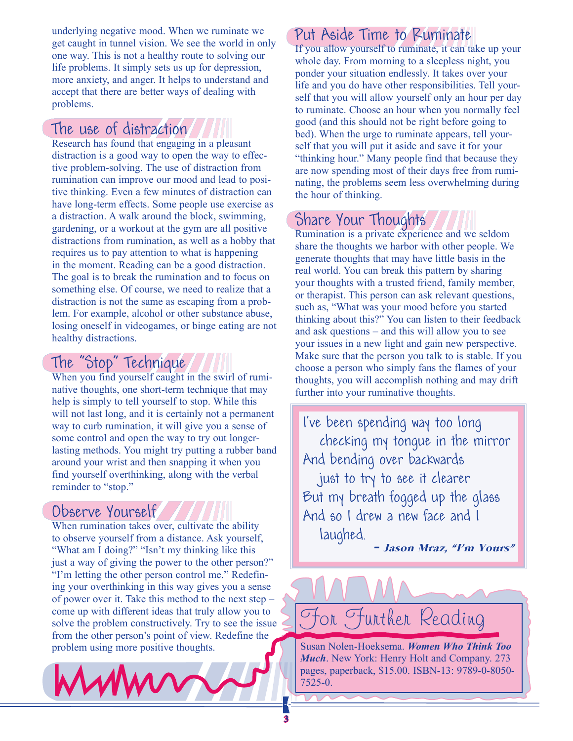underlying negative mood. When we ruminate we get caught in tunnel vision. We see the world in only one way. This is not a healthy route to solving our life problems. It simply sets us up for depression, more anxiety, and anger. It helps to understand and accept that there are better ways of dealing with problems.

## The use of distraction

Research has found that engaging in a pleasant distraction is a good way to open the way to effective problem-solving. The use of distraction from rumination can improve our mood and lead to positive thinking. Even a few minutes of distraction can have long-term effects. Some people use exercise as a distraction. A walk around the block, swimming, gardening, or a workout at the gym are all positive distractions from rumination, as well as a hobby that requires us to pay attention to what is happening in the moment. Reading can be a good distraction. The goal is to break the rumination and to focus on something else. Of course, we need to realize that a distraction is not the same as escaping from a problem. For example, alcohol or other substance abuse, losing oneself in videogames, or binge eating are not healthy distractions.

## The "Stop" Technique

When you find yourself caught in the swirl of ruminative thoughts, one short-term technique that may help is simply to tell yourself to stop. While this will not last long, and it is certainly not a permanent way to curb rumination, it will give you a sense of some control and open the way to try out longer-lasting methods. You might try putting a rubber band around your wrist and then snapping it when you find yourself overthinking, along with the verbal reminder to "stop."

## Observe Yourself

When rumination takes over, cultivate the ability to observe yourself from a distance. Ask yourself, "What am I doing?" "Isn't my thinking like this just a way of giving the power to the other person?" "I'm letting the other person control me." Redefining your overthinking in this way gives you a sense of power over it. Take this method to the next step – come up with different ideas that truly allow you to solve the problem constructively. Try to see the issue from the other person's point of view. Redefine the problem using more positive thoughts.

## Put Aside Time to Ruminate

If you allow yourself to ruminate, it can take up your whole day. From morning to a sleepless night, you ponder your situation endlessly. It takes over your life and you do have other responsibilities. Tell yourself that you will allow yourself only an hour per day to ruminate. Choose an hour when you normally feel good (and this should not be right before going to bed). When the urge to ruminate appears, tell yourself that you will put it aside and save it for your "thinking hour." Many people find that because they are now spending most of their days free from ruminating, the problems seem less overwhelming during the hour of thinking.

## Share Your Thoughts

Rumination is a private experience and we seldom share the thoughts we harbor with other people. We generate thoughts that may have little basis in the real world. You can break this pattern by sharing your thoughts with a trusted friend, family member, or therapist. This person can ask relevant questions, such as, "What was your mood before you started thinking about this?" You can listen to their feedback and ask questions – and this will allow you to see your issues in a new light and gain new perspective. Make sure that the person you talk to is stable. If you choose a person who simply fans the flames of your thoughts, you will accomplish nothing and may drift further into your ruminative thoughts.

I've been spending way too long
checking my tongue in the mirror
And bending over backwards
just to try to see it clearer
But my breath fogged up the glass
And so I drew a new face and I
laughed.

***– Jason Mraz, "I'm Yours"***

## For Further Reading

Susan Nolen-Hoeksema. ***Women Who Think Too Much***. New York: Henry Holt and Company. 273 pages, paperback, $15.00. ISBN-13: 9789-0-8050-7525-0.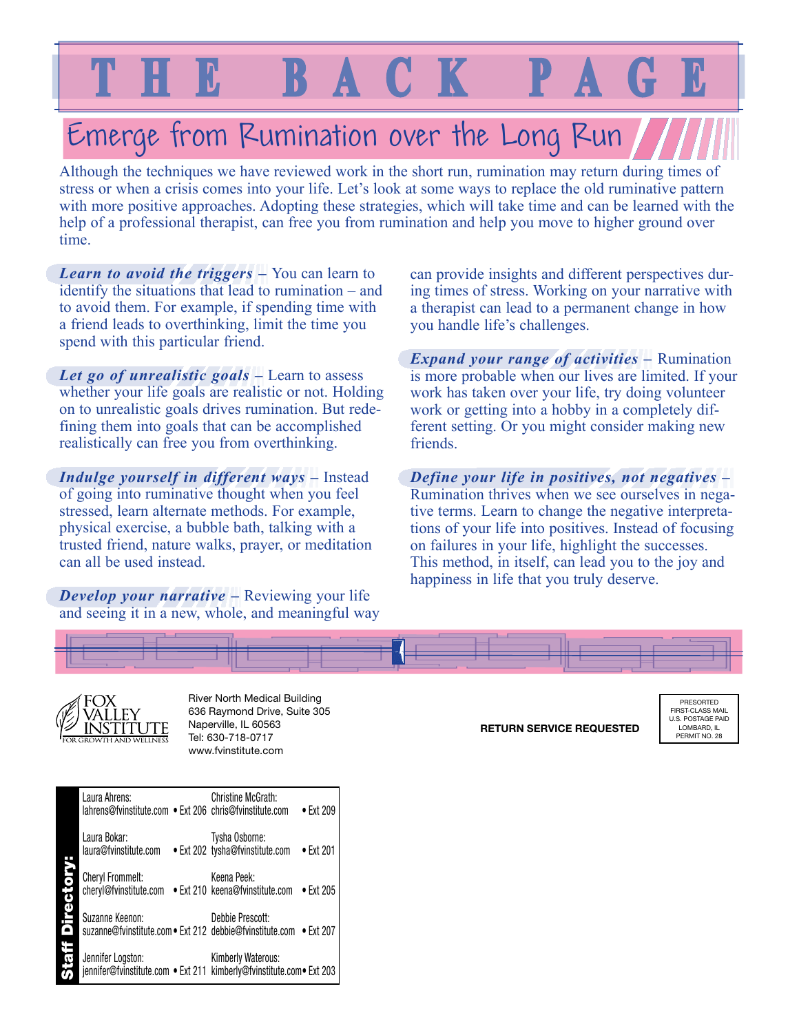# THE BACK PAGE

## Emerge from Rumination over the Long Run

Although the techniques we have reviewed work in the short run, rumination may return during times of stress or when a crisis comes into your life. Let's look at some ways to replace the old ruminative pattern with more positive approaches. Adopting these strategies, which will take time and can be learned with the help of a professional therapist, can free you from rumination and help you move to higher ground over time.

***Learn to avoid the triggers*** – You can learn to identify the situations that lead to rumination – and to avoid them. For example, if spending time with a friend leads to overthinking, limit the time you spend with this particular friend.

***Let go of unrealistic goals*** – Learn to assess whether your life goals are realistic or not. Holding on to unrealistic goals drives rumination. But redefining them into goals that can be accomplished realistically can free you from overthinking.

***Indulge yourself in different ways*** – Instead of going into ruminative thought when you feel stressed, learn alternate methods. For example, physical exercise, a bubble bath, talking with a trusted friend, nature walks, prayer, or meditation can all be used instead.

***Develop your narrative*** – Reviewing your life and seeing it in a new, whole, and meaningful way can provide insights and different perspectives during times of stress. Working on your narrative with a therapist can lead to a permanent change in how you handle life's challenges.

***Expand your range of activities*** – Rumination is more probable when our lives are limited. If your work has taken over your life, try doing volunteer work or getting into a hobby in a completely different setting. Or you might consider making new friends.

***Define your life in positives, not negatives*** – Rumination thrives when we see ourselves in negative terms. Learn to change the negative interpretations of your life into positives. Instead of focusing on failures in your life, highlight the successes. This method, in itself, can lead you to the joy and happiness in life that you truly deserve.

---

FOX VALLEY INSTITUTE
FOR GROWTH AND WELLNESS

River North Medical Building
636 Raymond Drive, Suite 305
Naperville, IL 60563
Tel: 630-718-0717
www.fvinstitute.com

**RETURN SERVICE REQUESTED**

PRESORTED
FIRST-CLASS MAIL
U.S. POSTAGE PAID
LOMBARD, IL
PERMIT NO. 28

**Staff Directory:**

| | | | |
|---|---|---|---|
| Laura Ahrens: lahrens@fvinstitute.com | • Ext 206 | Christine McGrath: chris@fvinstitute.com | • Ext 209 |
| Laura Bokar: laura@fvinstitute.com | • Ext 202 | Tysha Osborne: tysha@fvinstitute.com | • Ext 201 |
| Cheryl Frommelt: cheryl@fvinstitute.com | • Ext 210 | Keena Peek: keena@fvinstitute.com | • Ext 205 |
| Suzanne Keenon: suzanne@fvinstitute.com | • Ext 212 | Debbie Prescott: debbie@fvinstitute.com | • Ext 207 |
| Jennifer Logston: jennifer@fvinstitute.com | • Ext 211 | Kimberly Waterous: kimberly@fvinstitute.com | • Ext 203 |